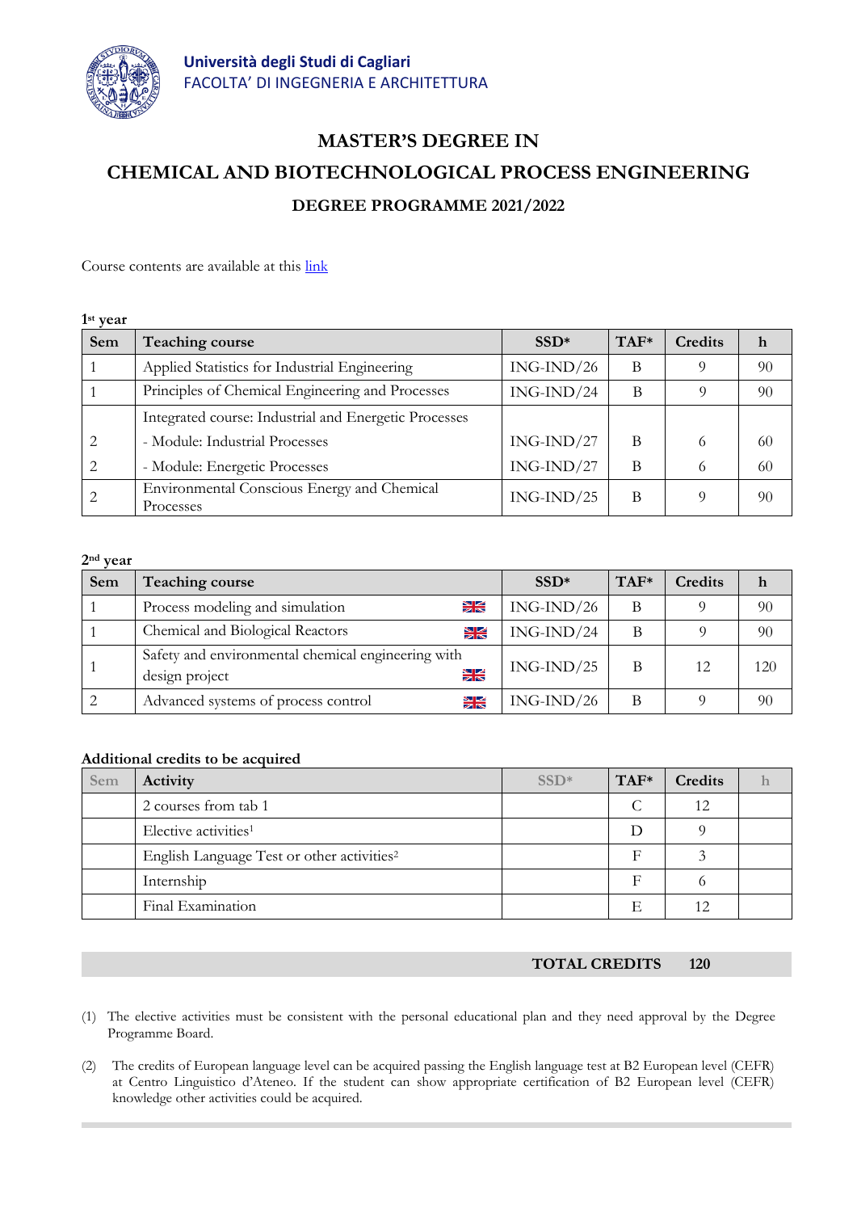**Università degli Studi di Cagliari**
FACOLTA' DI INGEGNERIA E ARCHITETTURA

# MASTER'S DEGREE IN

# CHEMICAL AND BIOTECHNOLOGICAL PROCESS ENGINEERING

## DEGREE PROGRAMME 2021/2022

Course contents are available at this link

**1st year**

| Sem | Teaching course | SSD* | TAF* | Credits | h |
|---|---|---|---|---|---|
| 1 | Applied Statistics for Industrial Engineering | ING-IND/26 | B | 9 | 90 |
| 1 | Principles of Chemical Engineering and Processes | ING-IND/24 | B | 9 | 90 |
| | Integrated course: Industrial and Energetic Processes | | | | |
| 2 | - Module: Industrial Processes | ING-IND/27 | B | 6 | 60 |
| 2 | - Module: Energetic Processes | ING-IND/27 | B | 6 | 60 |
| 2 | Environmental Conscious Energy and Chemical Processes | ING-IND/25 | B | 9 | 90 |

**2nd year**

| Sem | Teaching course | SSD* | TAF* | Credits | h |
|---|---|---|---|---|---|
| 1 | Process modeling and simulation | ING-IND/26 | B | 9 | 90 |
| 1 | Chemical and Biological Reactors | ING-IND/24 | B | 9 | 90 |
| 1 | Safety and environmental chemical engineering with design project | ING-IND/25 | B | 12 | 120 |
| 2 | Advanced systems of process control | ING-IND/26 | B | 9 | 90 |

**Additional credits to be acquired**

| Sem | Activity | SSD* | TAF* | Credits | h |
|---|---|---|---|---|---|
| | 2 courses from tab 1 | | C | 12 | |
| | Elective activities[1] | | D | 9 | |
| | English Language Test or other activities[2] | | F | 3 | |
| | Internship | | F | 6 | |
| | Final Examination | | E | 12 | |

**TOTAL CREDITS 120**

(1) The elective activities must be consistent with the personal educational plan and they need approval by the Degree Programme Board.

(2) The credits of European language level can be acquired passing the English language test at B2 European level (CEFR) at Centro Linguistico d'Ateneo. If the student can show appropriate certification of B2 European level (CEFR) knowledge other activities could be acquired.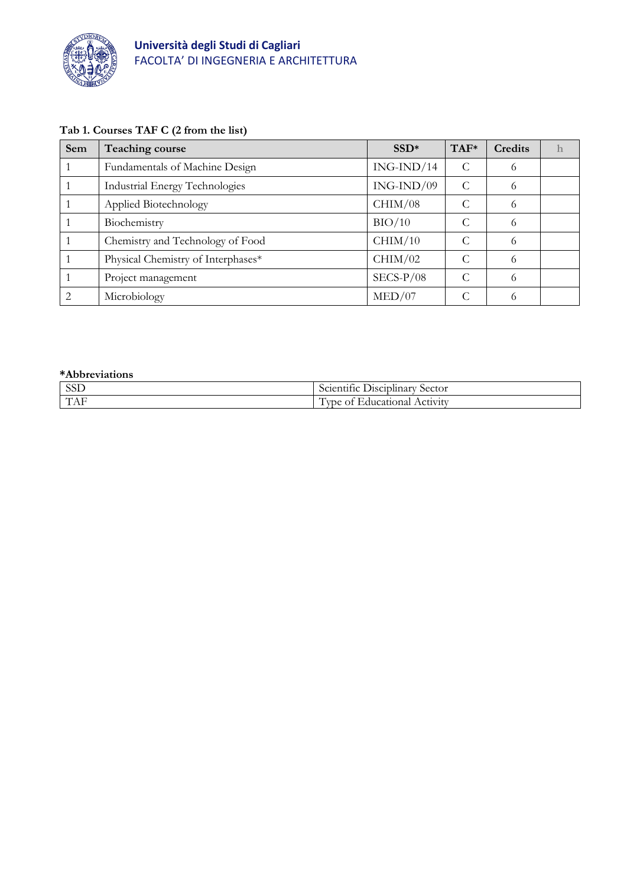**Università degli Studi di Cagliari**
FACOLTA' DI INGEGNERIA E ARCHITETTURA

**Tab 1. Courses TAF C (2 from the list)**

| Sem | Teaching course | SSD* | TAF* | Credits | h |
|---|---|---|---|---|---|
| 1 | Fundamentals of Machine Design | ING-IND/14 | C | 6 | |
| 1 | Industrial Energy Technologies | ING-IND/09 | C | 6 | |
| 1 | Applied Biotechnology | CHIM/08 | C | 6 | |
| 1 | Biochemistry | BIO/10 | C | 6 | |
| 1 | Chemistry and Technology of Food | CHIM/10 | C | 6 | |
| 1 | Physical Chemistry of Interphases* | CHIM/02 | C | 6 | |
| 1 | Project management | SECS-P/08 | C | 6 | |
| 2 | Microbiology | MED/07 | C | 6 | |

**\*Abbreviations**

| | |
|---|---|
| SSD | Scientific Disciplinary Sector |
| TAF | Type of Educational Activity |